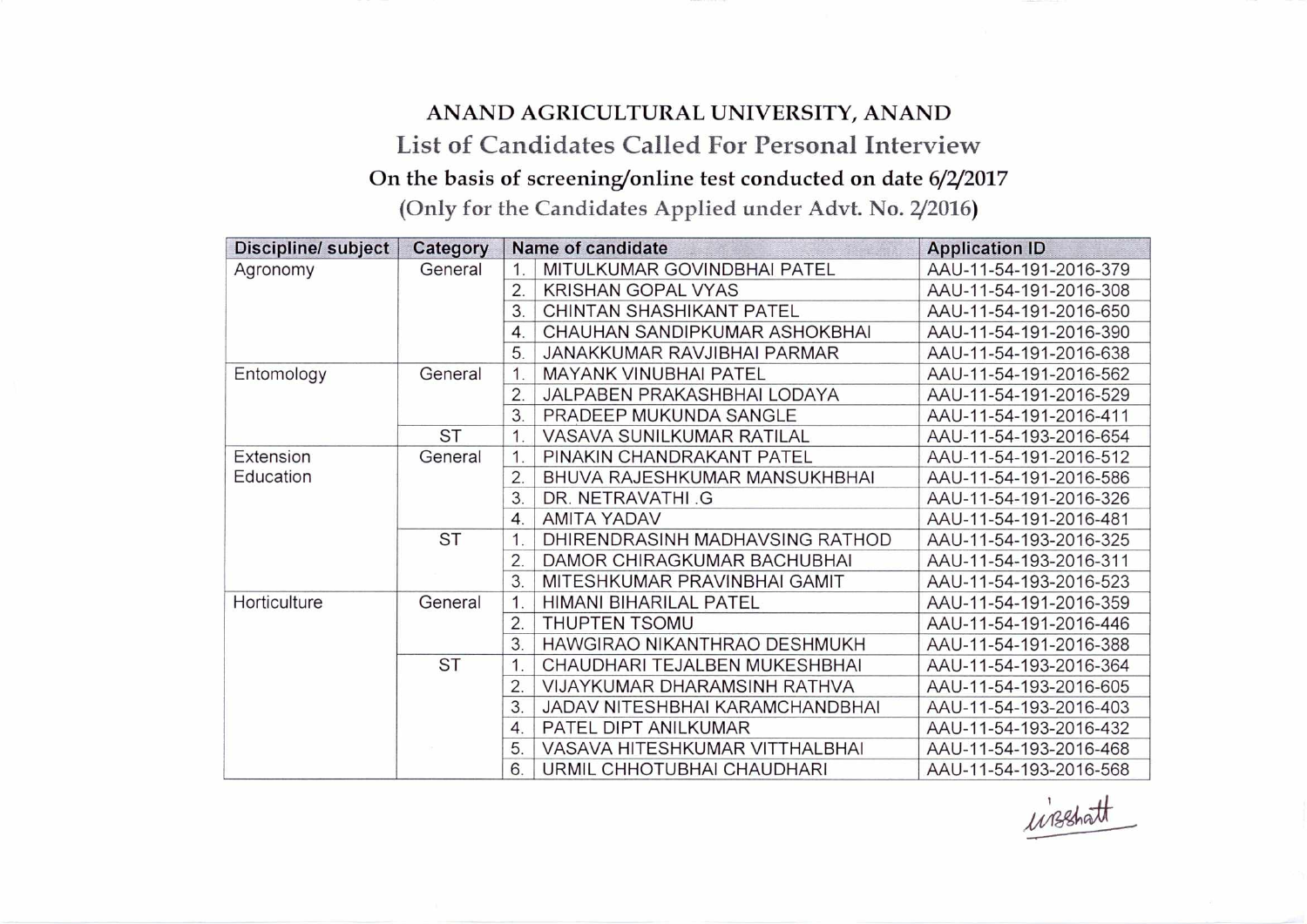# ANAND AGRICULTURAL UNIVERSITY, ANAND

## List of Candidates Called For Personal Interview

### On the basis of screening/online test conducted on date 6/2/2017

(Only for the Candidates Applied under Advt. No. 2/2016)

| Discipline/ subject | Category | | Name of candidate | Application ID |
|---|---|---|---|---|
| Agronomy | General | 1. | MITULKUMAR GOVINDBHAI PATEL | AAU-11-54-191-2016-379 |
| | | 2. | KRISHAN GOPAL VYAS | AAU-11-54-191-2016-308 |
| | | 3. | CHINTAN SHASHIKANT PATEL | AAU-11-54-191-2016-650 |
| | | 4. | CHAUHAN SANDIPKUMAR ASHOKBHAI | AAU-11-54-191-2016-390 |
| | | 5. | JANAKKUMAR RAVJIBHAI PARMAR | AAU-11-54-191-2016-638 |
| Entomology | General | 1. | MAYANK VINUBHAI PATEL | AAU-11-54-191-2016-562 |
| | | 2. | JALPABEN PRAKASHBHAI LODAYA | AAU-11-54-191-2016-529 |
| | | 3. | PRADEEP MUKUNDA SANGLE | AAU-11-54-191-2016-411 |
| | ST | 1. | VASAVA SUNILKUMAR RATILAL | AAU-11-54-193-2016-654 |
| Extension Education | General | 1. | PINAKIN CHANDRAKANT PATEL | AAU-11-54-191-2016-512 |
| | | 2. | BHUVA RAJESHKUMAR MANSUKHBHAI | AAU-11-54-191-2016-586 |
| | | 3. | DR. NETRAVATHI .G | AAU-11-54-191-2016-326 |
| | | 4. | AMITA YADAV | AAU-11-54-191-2016-481 |
| | ST | 1. | DHIRENDRASINH MADHAVSING RATHOD | AAU-11-54-193-2016-325 |
| | | 2. | DAMOR CHIRAGKUMAR BACHUBHAI | AAU-11-54-193-2016-311 |
| | | 3. | MITESHKUMAR PRAVINBHAI GAMIT | AAU-11-54-193-2016-523 |
| Horticulture | General | 1. | HIMANI BIHARILAL PATEL | AAU-11-54-191-2016-359 |
| | | 2. | THUPTEN TSOMU | AAU-11-54-191-2016-446 |
| | | 3. | HAWGIRAO NIKANTHRAO DESHMUKH | AAU-11-54-191-2016-388 |
| | ST | 1. | CHAUDHARI TEJALBEN MUKESHBHAI | AAU-11-54-193-2016-364 |
| | | 2. | VIJAYKUMAR DHARAMSINH RATHVA | AAU-11-54-193-2016-605 |
| | | 3. | JADAV NITESHBHAI KARAMCHANDBHAI | AAU-11-54-193-2016-403 |
| | | 4. | PATEL DIPT ANILKUMAR | AAU-11-54-193-2016-432 |
| | | 5. | VASAVA HITESHKUMAR VITTHALBHAI | AAU-11-54-193-2016-468 |
| | | 6. | URMIL CHHOTUBHAI CHAUDHARI | AAU-11-54-193-2016-568 |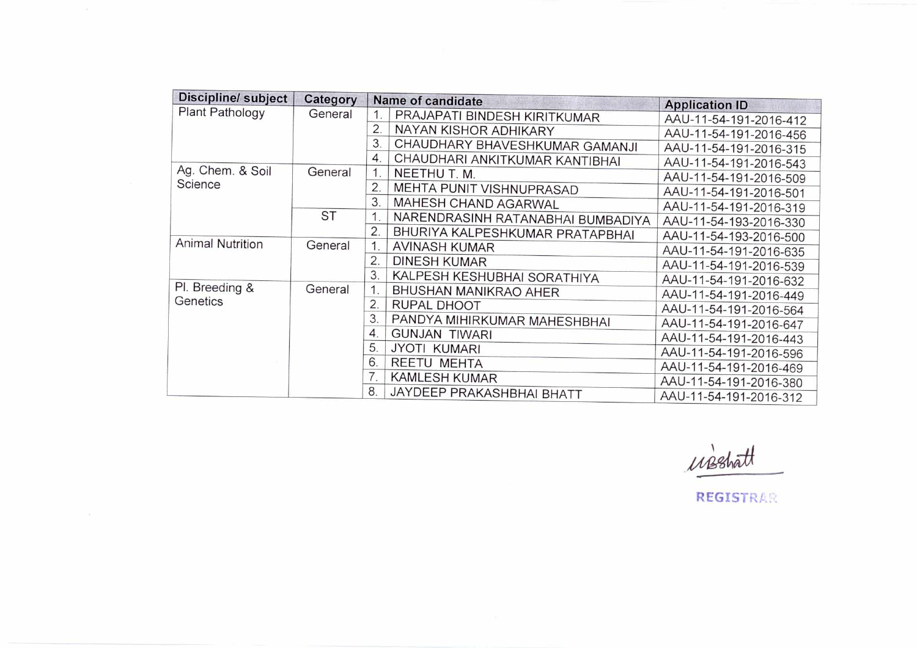| Discipline/ subject | Category | | Name of candidate | Application ID |
|---|---|---|---|---|
| Plant Pathology | General | 1. | PRAJAPATI BINDESH KIRITKUMAR | AAU-11-54-191-2016-412 |
| | | 2. | NAYAN KISHOR ADHIKARY | AAU-11-54-191-2016-456 |
| | | 3. | CHAUDHARY BHAVESHKUMAR GAMANJI | AAU-11-54-191-2016-315 |
| | | 4. | CHAUDHARI ANKITKUMAR KANTIBHAI | AAU-11-54-191-2016-543 |
| Ag. Chem. & Soil Science | General | 1. | NEETHU T. M. | AAU-11-54-191-2016-509 |
| | | 2. | MEHTA PUNIT VISHNUPRASAD | AAU-11-54-191-2016-501 |
| | | 3. | MAHESH CHAND AGARWAL | AAU-11-54-191-2016-319 |
| | ST | 1. | NARENDRASINH RATANABHAI BUMBADIYA | AAU-11-54-193-2016-330 |
| | | 2. | BHURIYA KALPESHKUMAR PRATAPBHAI | AAU-11-54-193-2016-500 |
| Animal Nutrition | General | 1. | AVINASH KUMAR | AAU-11-54-191-2016-635 |
| | | 2. | DINESH KUMAR | AAU-11-54-191-2016-539 |
| | | 3. | KALPESH KESHUBHAI SORATHIYA | AAU-11-54-191-2016-632 |
| Pl. Breeding & Genetics | General | 1. | BHUSHAN MANIKRAO AHER | AAU-11-54-191-2016-449 |
| | | 2. | RUPAL DHOOT | AAU-11-54-191-2016-564 |
| | | 3. | PANDYA MIHIRKUMAR MAHESHBHAI | AAU-11-54-191-2016-647 |
| | | 4. | GUNJAN TIWARI | AAU-11-54-191-2016-443 |
| | | 5. | JYOTI KUMARI | AAU-11-54-191-2016-596 |
| | | 6. | REETU MEHTA | AAU-11-54-191-2016-469 |
| | | 7. | KAMLESH KUMAR | AAU-11-54-191-2016-380 |
| | | 8. | JAYDEEP PRAKASHBHAI BHATT | AAU-11-54-191-2016-312 |

REGISTRAR